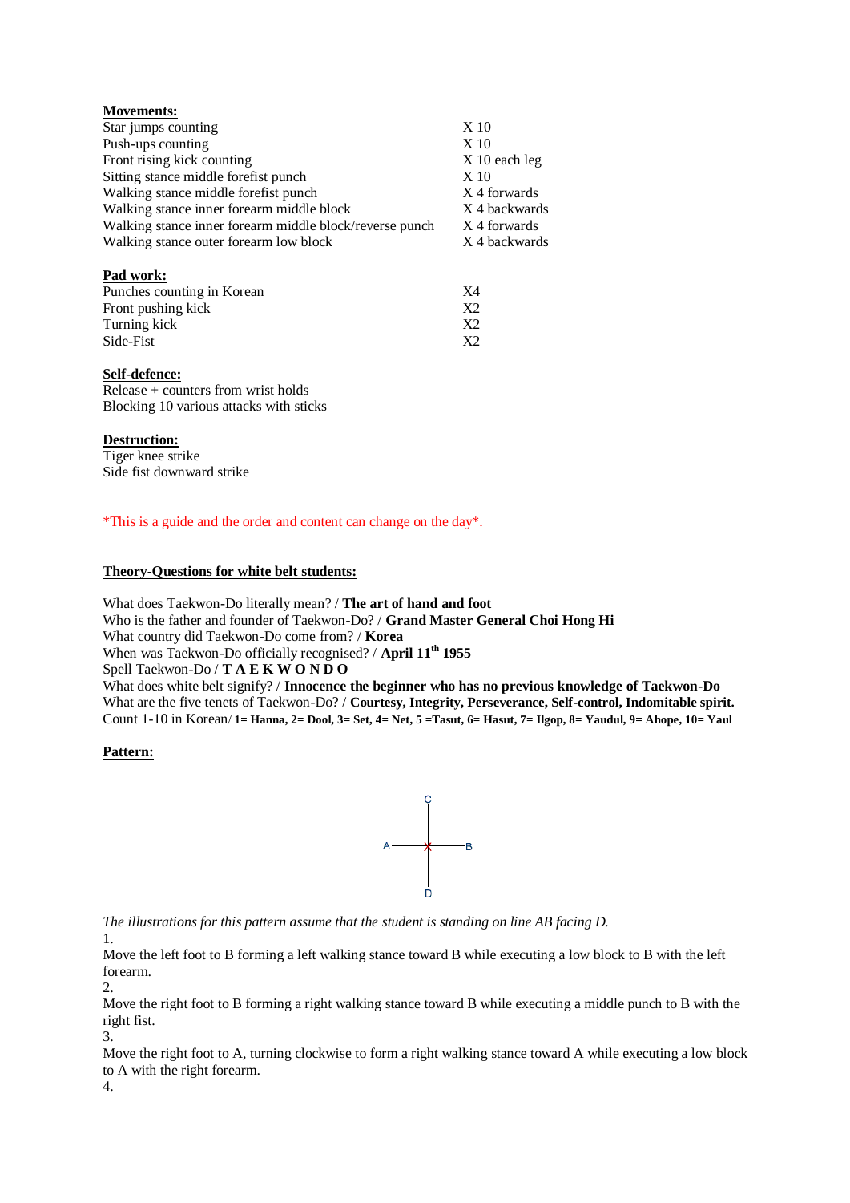**Movements:**

| | |
|---|---|
| Star jumps counting | X 10 |
| Push-ups counting | X 10 |
| Front rising kick counting | X 10 each leg |
| Sitting stance middle forefist punch | X 10 |
| Walking stance middle forefist punch | X 4 forwards |
| Walking stance inner forearm middle block | X 4 backwards |
| Walking stance inner forearm middle block/reverse punch | X 4 forwards |
| Walking stance outer forearm low block | X 4 backwards |

**Pad work:**

| | |
|---|---|
| Punches counting in Korean | X4 |
| Front pushing kick | X2 |
| Turning kick | X2 |
| Side-Fist | X2 |

**Self-defence:**

Release + counters from wrist holds
Blocking 10 various attacks with sticks

**Destruction:**

Tiger knee strike
Side fist downward strike

*This is a guide and the order and content can change on the day*.

**Theory-Questions for white belt students:**

What does Taekwon-Do literally mean? / **The art of hand and foot**
Who is the father and founder of Taekwon-Do? / **Grand Master General Choi Hong Hi**
What country did Taekwon-Do come from? / **Korea**
When was Taekwon-Do officially recognised? / **April 11th 1955**
Spell Taekwon-Do / **T A E K W O N D O**
What does white belt signify? / **Innocence the beginner who has no previous knowledge of Taekwon-Do**
What are the five tenets of Taekwon-Do? / **Courtesy, Integrity, Perseverance, Self-control, Indomitable spirit.**
Count 1-10 in Korean/ **1= Hanna, 2= Dool, 3= Set, 4= Net, 5 =Tasut, 6= Hasut, 7= Ilgop, 8= Yaudul, 9= Ahope, 10= Yaul**

**Pattern:**

*The illustrations for this pattern assume that the student is standing on line AB facing D.*

1.
Move the left foot to B forming a left walking stance toward B while executing a low block to B with the left forearm.

2.
Move the right foot to B forming a right walking stance toward B while executing a middle punch to B with the right fist.

3.
Move the right foot to A, turning clockwise to form a right walking stance toward A while executing a low block to A with the right forearm.

4.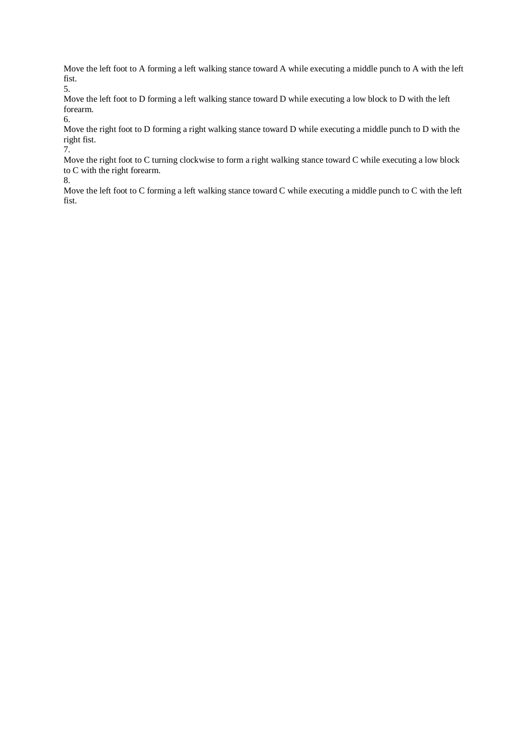Move the left foot to A forming a left walking stance toward A while executing a middle punch to A with the left fist.

5.

Move the left foot to D forming a left walking stance toward D while executing a low block to D with the left forearm.

6.

Move the right foot to D forming a right walking stance toward D while executing a middle punch to D with the right fist.

7.

Move the right foot to C turning clockwise to form a right walking stance toward C while executing a low block to C with the right forearm.

8.

Move the left foot to C forming a left walking stance toward C while executing a middle punch to C with the left fist.